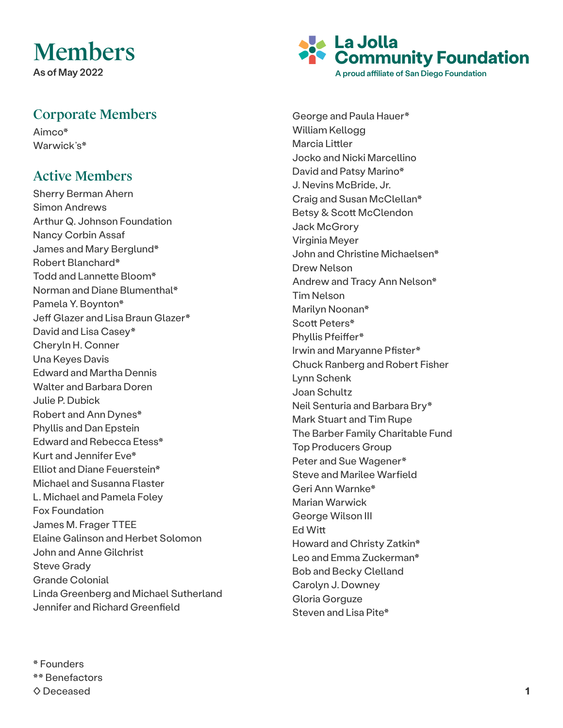# Members

**As of May 2022**

La Jolla Community Foundation

A proud affiliate of San Diego Foundation

## Corporate Members

Aimco*
Warwick's*

## Active Members

Sherry Berman Ahern
Simon Andrews
Arthur Q. Johnson Foundation
Nancy Corbin Assaf
James and Mary Berglund*
Robert Blanchard*
Todd and Lannette Bloom*
Norman and Diane Blumenthal*
Pamela Y. Boynton*
Jeff Glazer and Lisa Braun Glazer*
David and Lisa Casey*
Cheryln H. Conner
Una Keyes Davis
Edward and Martha Dennis
Walter and Barbara Doren
Julie P. Dubick
Robert and Ann Dynes*
Phyllis and Dan Epstein
Edward and Rebecca Etess*
Kurt and Jennifer Eve*
Elliot and Diane Feuerstein*
Michael and Susanna Flaster
L. Michael and Pamela Foley
Fox Foundation
James M. Frager TTEE
Elaine Galinson and Herbet Solomon
John and Anne Gilchrist
Steve Grady
Grande Colonial
Linda Greenberg and Michael Sutherland
Jennifer and Richard Greenfield
George and Paula Hauer*
William Kellogg
Marcia Littler
Jocko and Nicki Marcellino
David and Patsy Marino*
J. Nevins McBride, Jr.
Craig and Susan McClellan*
Betsy & Scott McClendon
Jack McGrory
Virginia Meyer
John and Christine Michaelsen*
Drew Nelson
Andrew and Tracy Ann Nelson*
Tim Nelson
Marilyn Noonan*
Scott Peters*
Phyllis Pfeiffer*
Irwin and Maryanne Pfister*
Chuck Ranberg and Robert Fisher
Lynn Schenk
Joan Schultz
Neil Senturia and Barbara Bry*
Mark Stuart and Tim Rupe
The Barber Family Charitable Fund
Top Producers Group
Peter and Sue Wagener*
Steve and Marilee Warfield
Geri Ann Warnke*
Marian Warwick
George Wilson III
Ed Witt
Howard and Christy Zatkin*
Leo and Emma Zuckerman*
Bob and Becky Clelland
Carolyn J. Downey
Gloria Gorguze
Steven and Lisa Pite*

\* Founders
\** Benefactors
◇ Deceased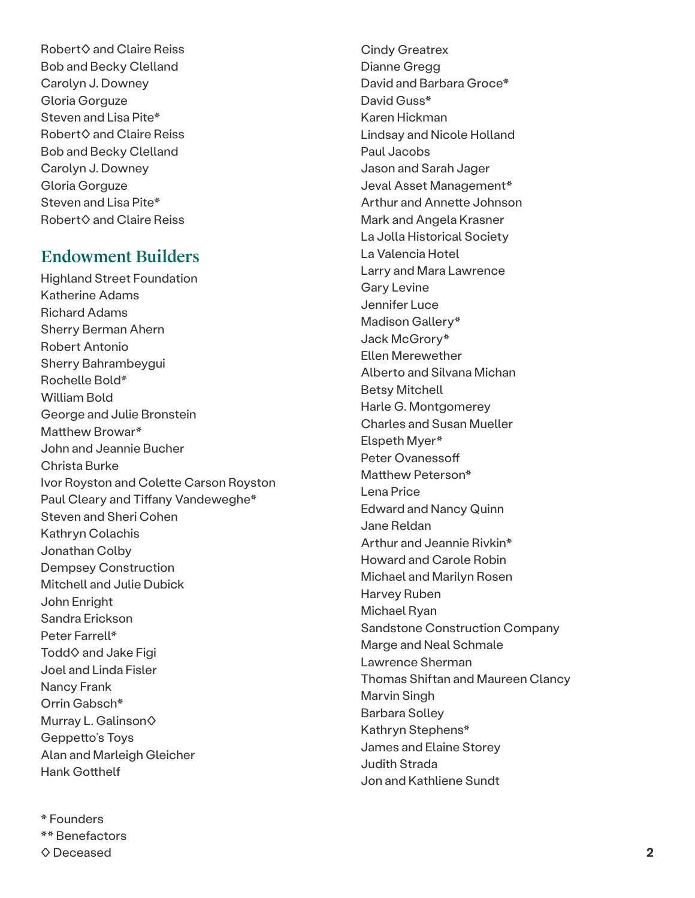Robert◊ and Claire Reiss
Bob and Becky Clelland
Carolyn J. Downey
Gloria Gorguze
Steven and Lisa Pite*
Robert◊ and Claire Reiss
Bob and Becky Clelland
Carolyn J. Downey
Gloria Gorguze
Steven and Lisa Pite*
Robert◊ and Claire Reiss

## Endowment Builders

Highland Street Foundation
Katherine Adams
Richard Adams
Sherry Berman Ahern
Robert Antonio
Sherry Bahrambeygui
Rochelle Bold*
William Bold
George and Julie Bronstein
Matthew Browar*
John and Jeannie Bucher
Christa Burke
Ivor Royston and Colette Carson Royston
Paul Cleary and Tiffany Vandeweghe*
Steven and Sheri Cohen
Kathryn Colachis
Jonathan Colby
Dempsey Construction
Mitchell and Julie Dubick
John Enright
Sandra Erickson
Peter Farrell*
Todd◊ and Jake Figi
Joel and Linda Fisler
Nancy Frank
Orrin Gabsch*
Murray L. Galinson◊
Geppetto's Toys
Alan and Marleigh Gleicher
Hank Gotthelf
Cindy Greatrex
Dianne Gregg
David and Barbara Groce*
David Guss*
Karen Hickman
Lindsay and Nicole Holland
Paul Jacobs
Jason and Sarah Jager
Jeval Asset Management*
Arthur and Annette Johnson
Mark and Angela Krasner
La Jolla Historical Society
La Valencia Hotel
Larry and Mara Lawrence
Gary Levine
Jennifer Luce
Madison Gallery*
Jack McGrory*
Ellen Merewether
Alberto and Silvana Michan
Betsy Mitchell
Harle G. Montgomerey
Charles and Susan Mueller
Elspeth Myer*
Peter Ovanessoff
Matthew Peterson*
Lena Price
Edward and Nancy Quinn
Jane Reldan
Arthur and Jeannie Rivkin*
Howard and Carole Robin
Michael and Marilyn Rosen
Harvey Ruben
Michael Ryan
Sandstone Construction Company
Marge and Neal Schmale
Lawrence Sherman
Thomas Shiftan and Maureen Clancy
Marvin Singh
Barbara Solley
Kathryn Stephens*
James and Elaine Storey
Judith Strada
Jon and Kathliene Sundt

\* Founders
\*\* Benefactors
◊ Deceased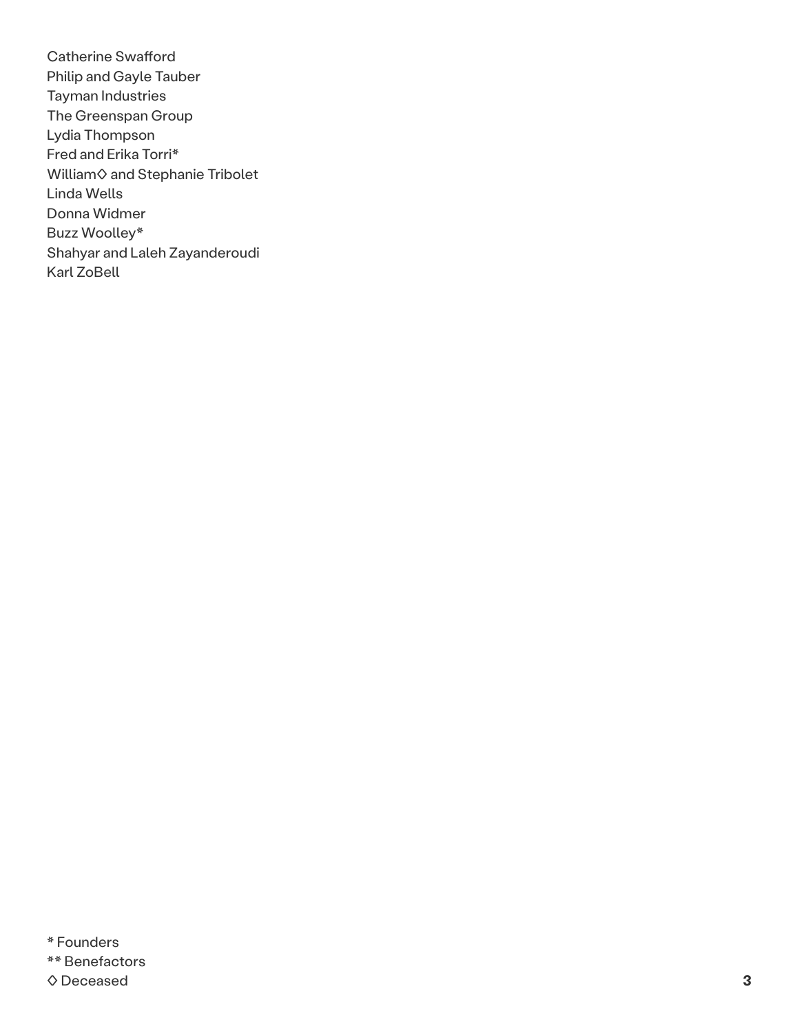Catherine Swafford
Philip and Gayle Tauber
Tayman Industries
The Greenspan Group
Lydia Thompson
Fred and Erika Torri*
William◇ and Stephanie Tribolet
Linda Wells
Donna Widmer
Buzz Woolley*
Shahyar and Laleh Zayanderoudi
Karl ZoBell

* Founders
** Benefactors
◇ Deceased